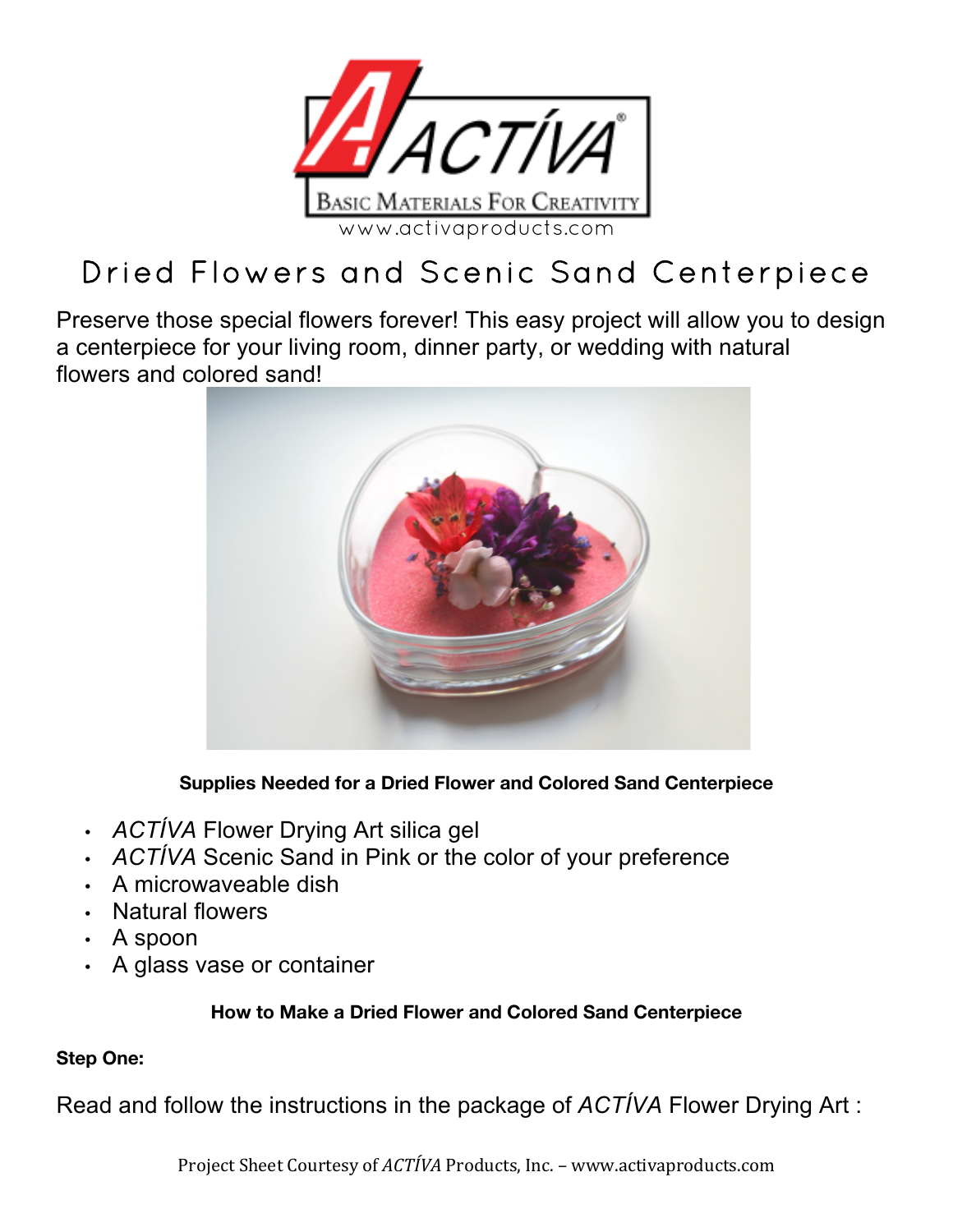ACTÍVA®

BASIC MATERIALS FOR CREATIVITY

www.activaproducts.com

# Dried Flowers and Scenic Sand Centerpiece

Preserve those special flowers forever! This easy project will allow you to design a centerpiece for your living room, dinner party, or wedding with natural flowers and colored sand!

**Supplies Needed for a Dried Flower and Colored Sand Centerpiece**

- *ACTÍVA* Flower Drying Art silica gel
- *ACTÍVA* Scenic Sand in Pink or the color of your preference
- A microwaveable dish
- Natural flowers
- A spoon
- A glass vase or container

**How to Make a Dried Flower and Colored Sand Centerpiece**

**Step One:**

Read and follow the instructions in the package of *ACTÍVA* Flower Drying Art :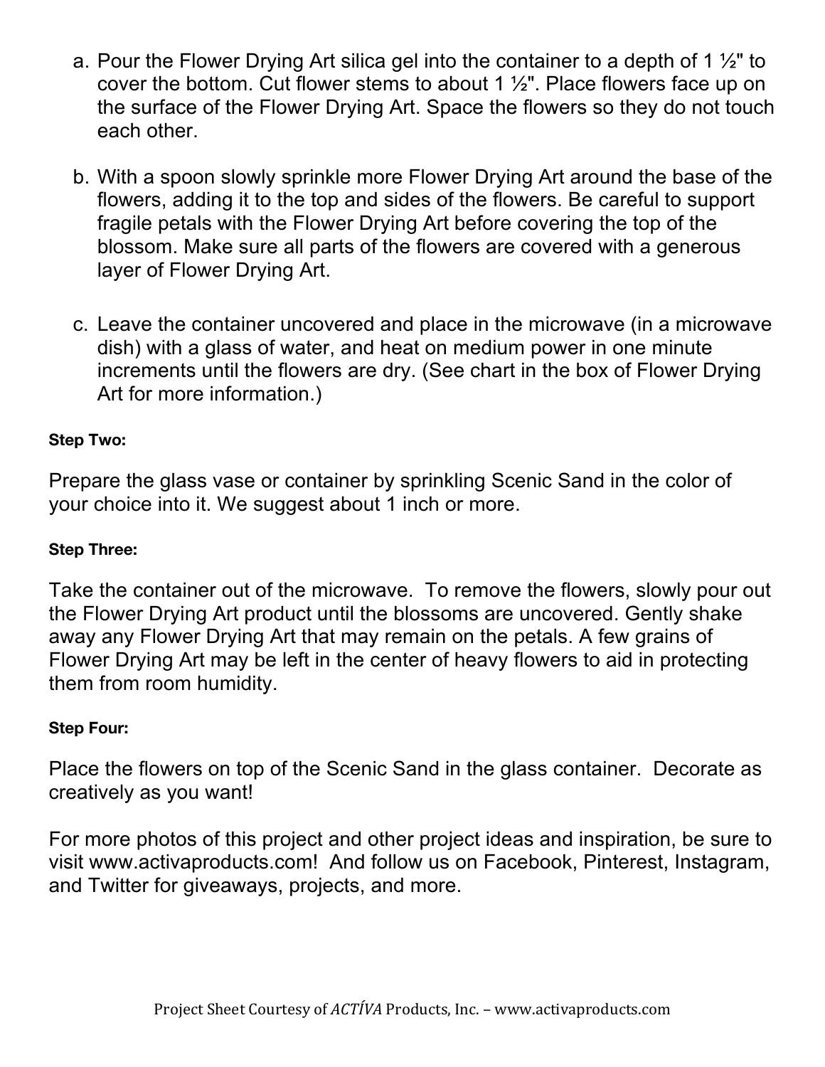a. Pour the Flower Drying Art silica gel into the container to a depth of 1 ½" to cover the bottom. Cut flower stems to about 1 ½". Place flowers face up on the surface of the Flower Drying Art. Space the flowers so they do not touch each other.

b. With a spoon slowly sprinkle more Flower Drying Art around the base of the flowers, adding it to the top and sides of the flowers. Be careful to support fragile petals with the Flower Drying Art before covering the top of the blossom. Make sure all parts of the flowers are covered with a generous layer of Flower Drying Art.

c. Leave the container uncovered and place in the microwave (in a microwave dish) with a glass of water, and heat on medium power in one minute increments until the flowers are dry. (See chart in the box of Flower Drying Art for more information.)

**Step Two:**

Prepare the glass vase or container by sprinkling Scenic Sand in the color of your choice into it. We suggest about 1 inch or more.

**Step Three:**

Take the container out of the microwave. To remove the flowers, slowly pour out the Flower Drying Art product until the blossoms are uncovered. Gently shake away any Flower Drying Art that may remain on the petals. A few grains of Flower Drying Art may be left in the center of heavy flowers to aid in protecting them from room humidity.

**Step Four:**

Place the flowers on top of the Scenic Sand in the glass container. Decorate as creatively as you want!

For more photos of this project and other project ideas and inspiration, be sure to visit www.activaproducts.com! And follow us on Facebook, Pinterest, Instagram, and Twitter for giveaways, projects, and more.